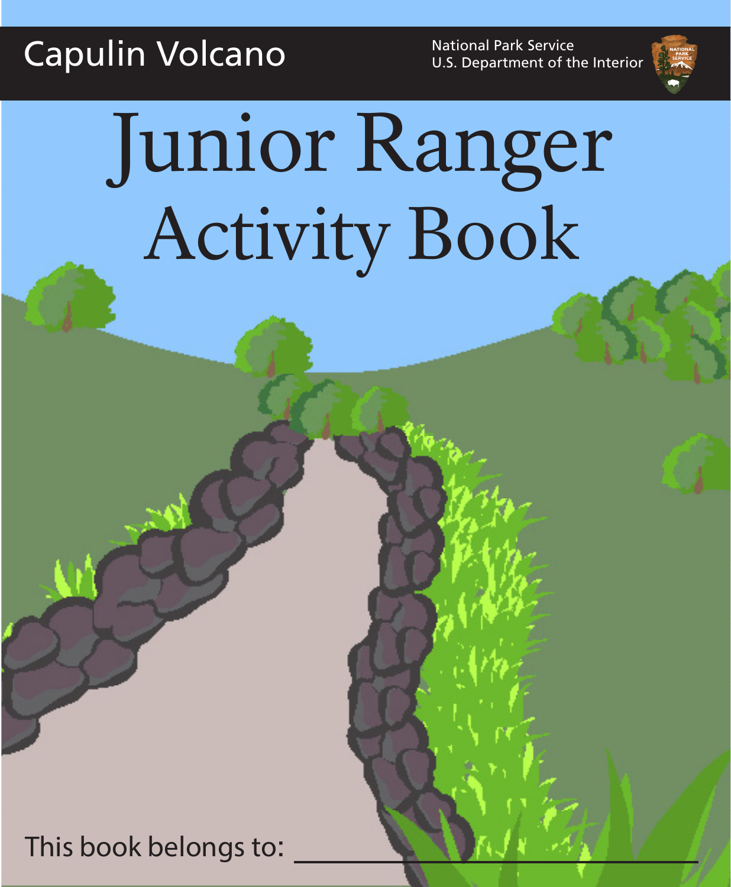Capulin Volcano

National Park Service
U.S. Department of the Interior

# Junior Ranger Activity Book

This book belongs to: ______________________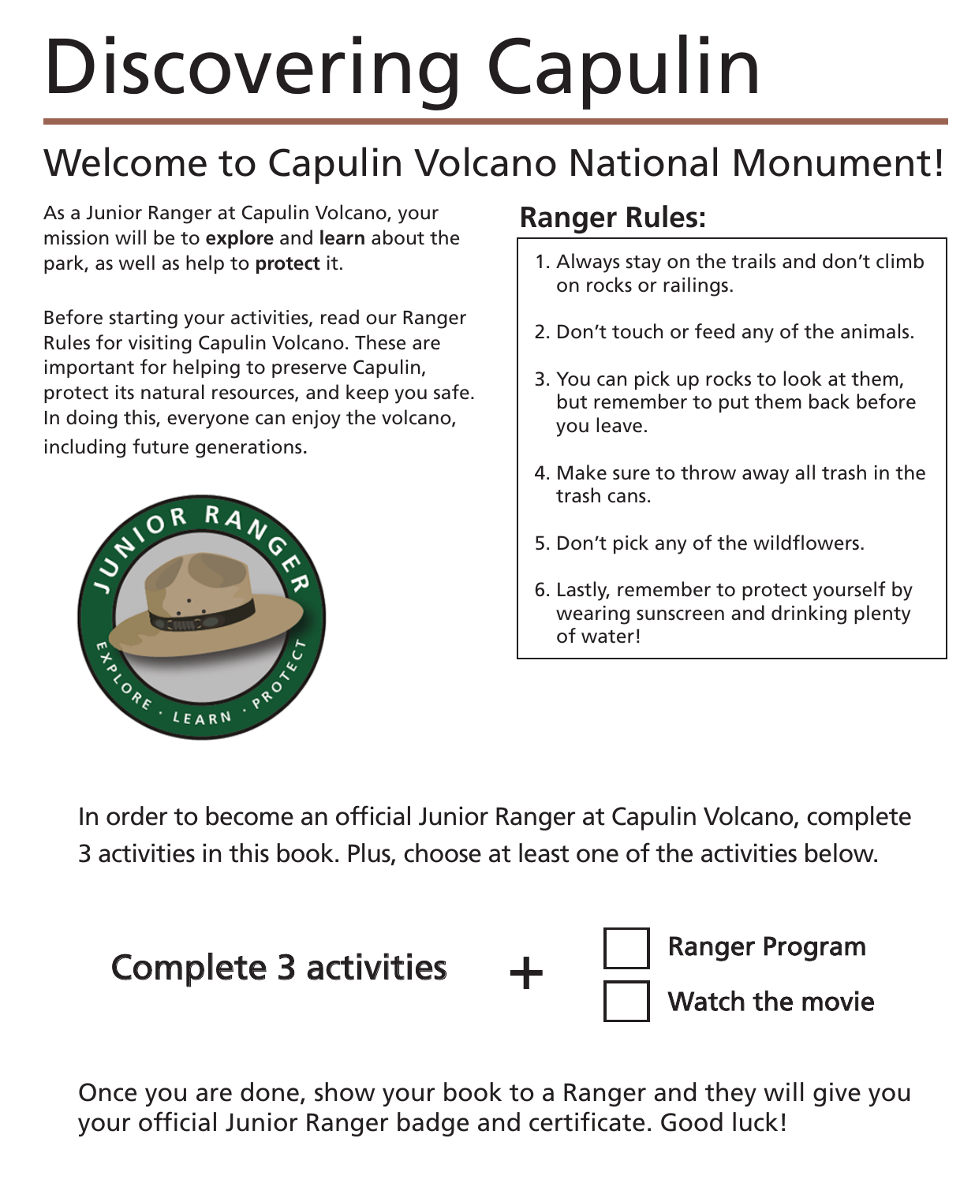# Discovering Capulin

## Welcome to Capulin Volcano National Monument!

As a Junior Ranger at Capulin Volcano, your mission will be to **explore** and **learn** about the park, as well as help to **protect** it.

Before starting your activities, read our Ranger Rules for visiting Capulin Volcano. These are important for helping to preserve Capulin, protect its natural resources, and keep you safe. In doing this, everyone can enjoy the volcano, including future generations.

### Ranger Rules:

1. Always stay on the trails and don't climb on rocks or railings.
2. Don't touch or feed any of the animals.
3. You can pick up rocks to look at them, but remember to put them back before you leave.
4. Make sure to throw away all trash in the trash cans.
5. Don't pick any of the wildflowers.
6. Lastly, remember to protect yourself by wearing sunscreen and drinking plenty of water!

In order to become an official Junior Ranger at Capulin Volcano, complete 3 activities in this book. Plus, choose at least one of the activities below.

Complete 3 activities **+**

- ☐ Ranger Program
- ☐ Watch the movie

Once you are done, show your book to a Ranger and they will give you your official Junior Ranger badge and certificate. Good luck!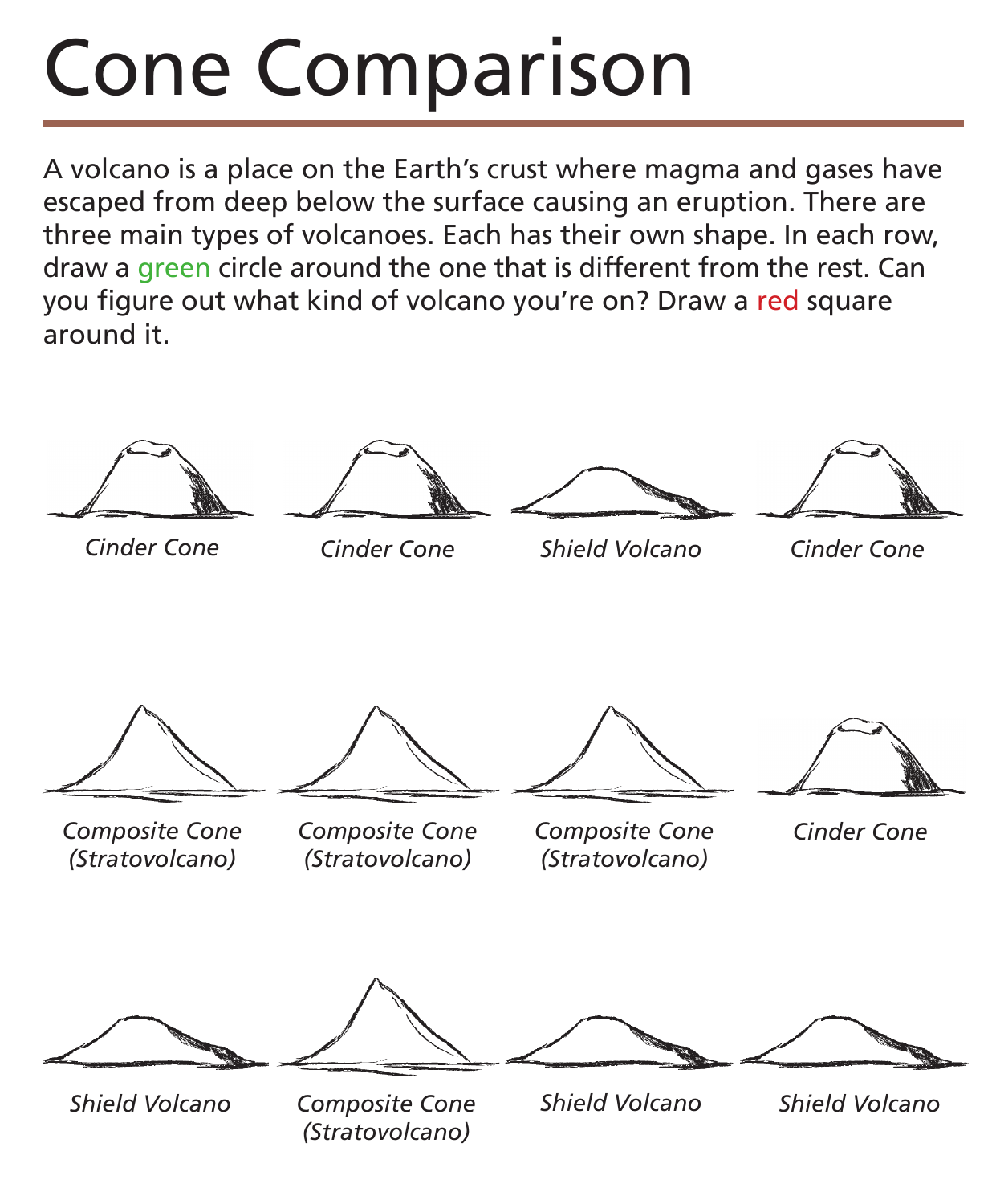# Cone Comparison

A volcano is a place on the Earth's crust where magma and gases have escaped from deep below the surface causing an eruption. There are three main types of volcanoes. Each has their own shape. In each row, draw a green circle around the one that is different from the rest. Can you figure out what kind of volcano you're on? Draw a red square around it.

*Cinder Cone* | *Cinder Cone* | *Shield Volcano* | *Cinder Cone*

*Composite Cone (Stratovolcano)* | *Composite Cone (Stratovolcano)* | *Composite Cone (Stratovolcano)* | *Cinder Cone*

*Shield Volcano* | *Composite Cone (Stratovolcano)* | *Shield Volcano* | *Shield Volcano*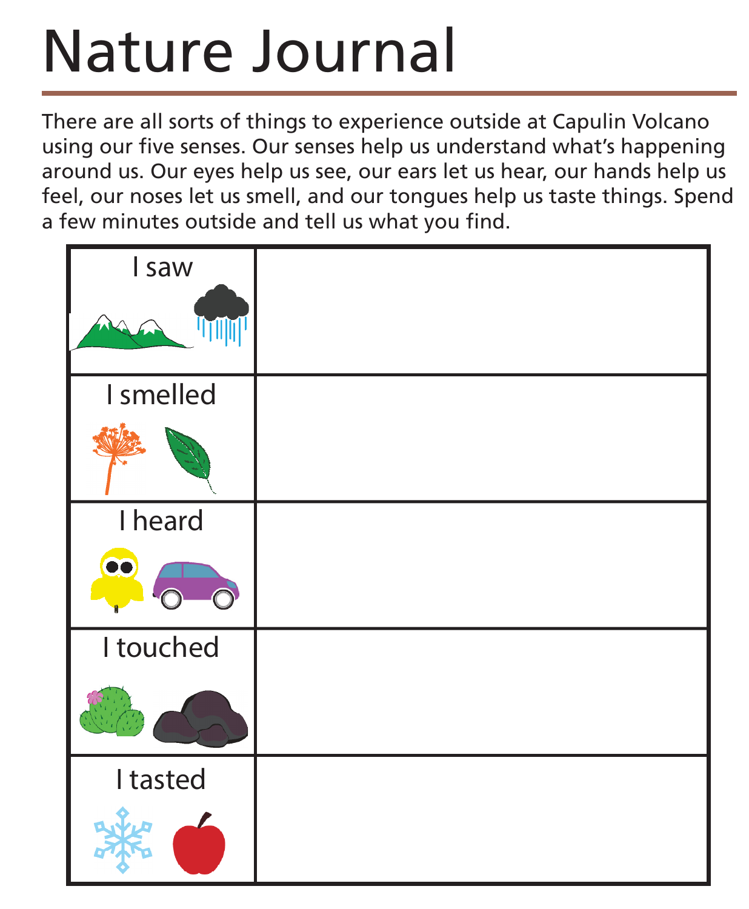# Nature Journal

There are all sorts of things to experience outside at Capulin Volcano using our five senses. Our senses help us understand what's happening around us. Our eyes help us see, our ears let us hear, our hands help us feel, our noses let us smell, and our tongues help us taste things. Spend a few minutes outside and tell us what you find.

| | |
|---|---|
| I saw | |
| I smelled | |
| I heard | |
| I touched | |
| I tasted | |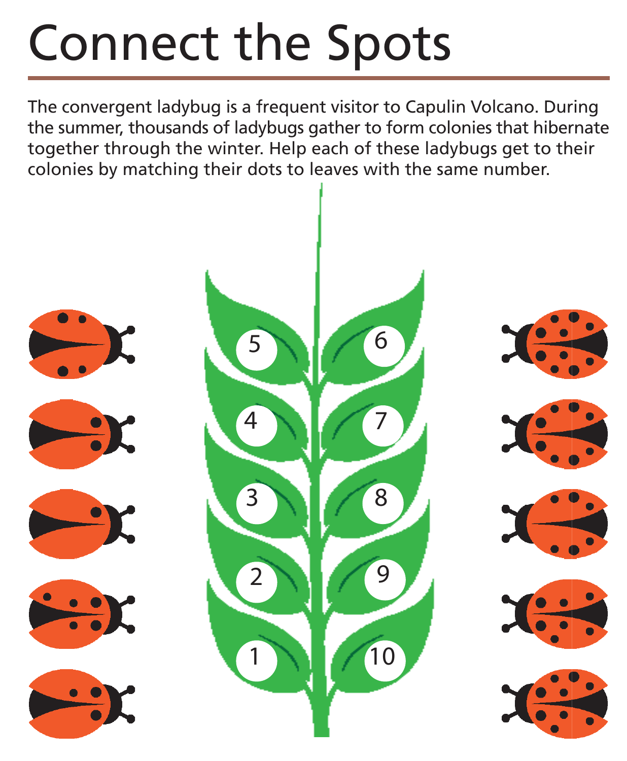# Connect the Spots

The convergent ladybug is a frequent visitor to Capulin Volcano. During the summer, thousands of ladybugs gather to form colonies that hibernate together through the winter. Help each of these ladybugs get to their colonies by matching their dots to leaves with the same number.

5 6

4 7

3 8

2 9

1 10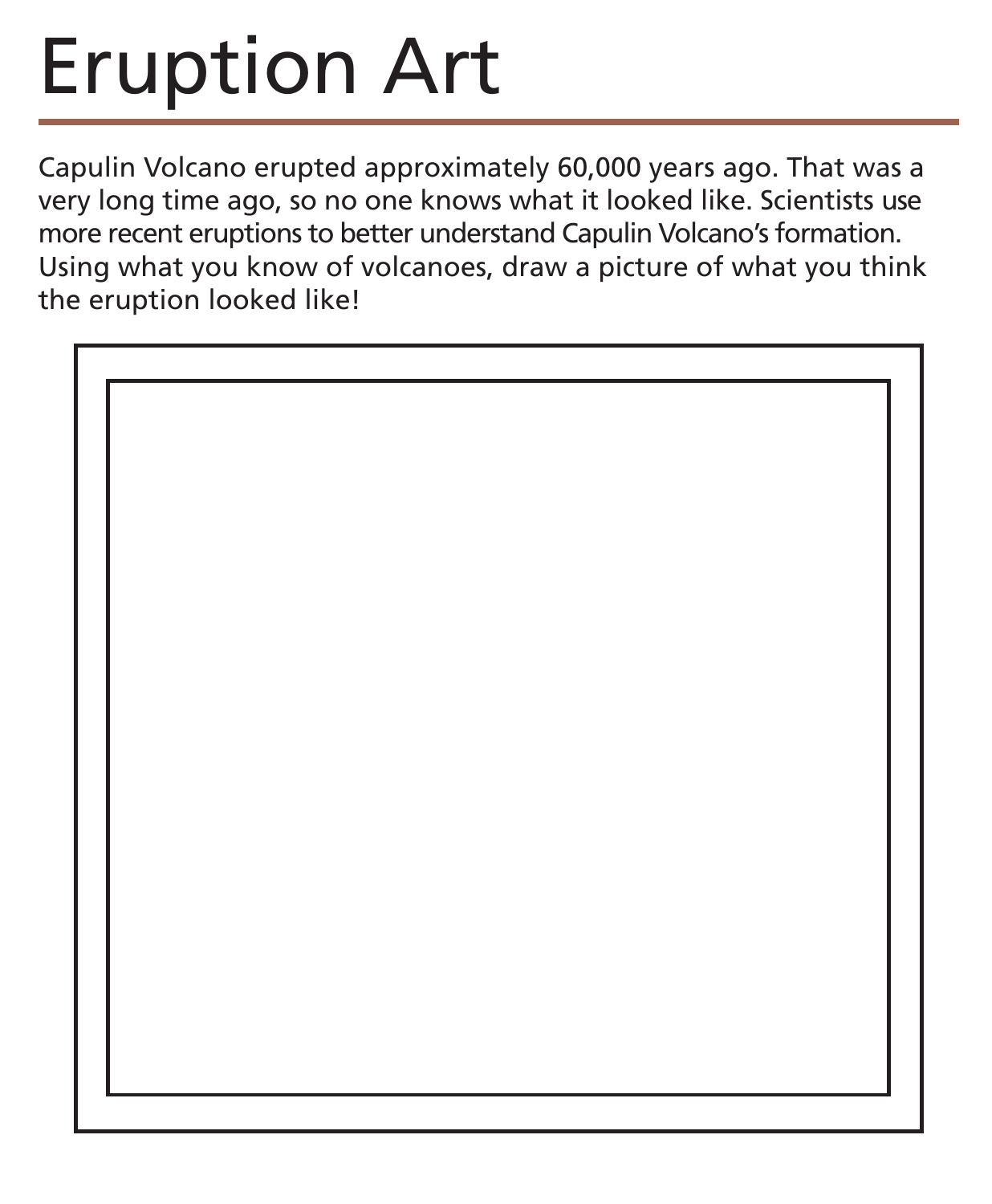# Eruption Art

Capulin Volcano erupted approximately 60,000 years ago. That was a very long time ago, so no one knows what it looked like. Scientists use more recent eruptions to better understand Capulin Volcano's formation. Using what you know of volcanoes, draw a picture of what you think the eruption looked like!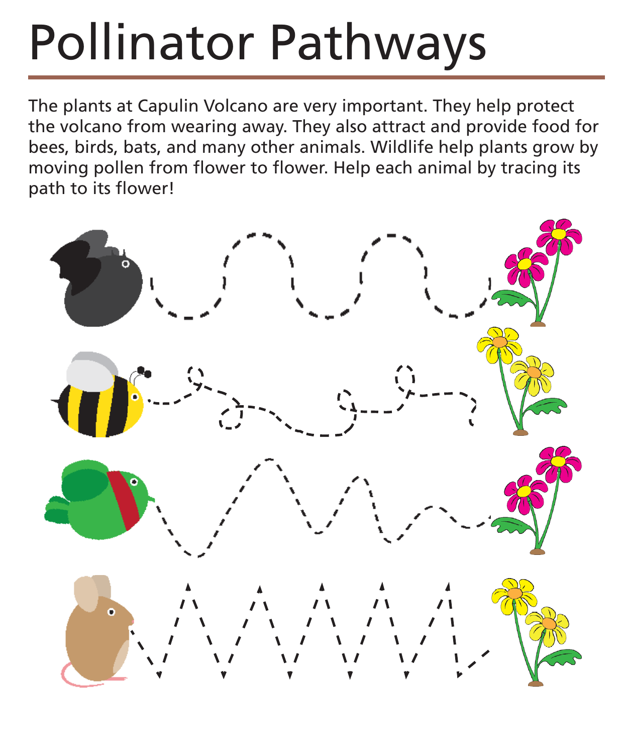# Pollinator Pathways

The plants at Capulin Volcano are very important. They help protect the volcano from wearing away. They also attract and provide food for bees, birds, bats, and many other animals. Wildlife help plants grow by moving pollen from flower to flower. Help each animal by tracing its path to its flower!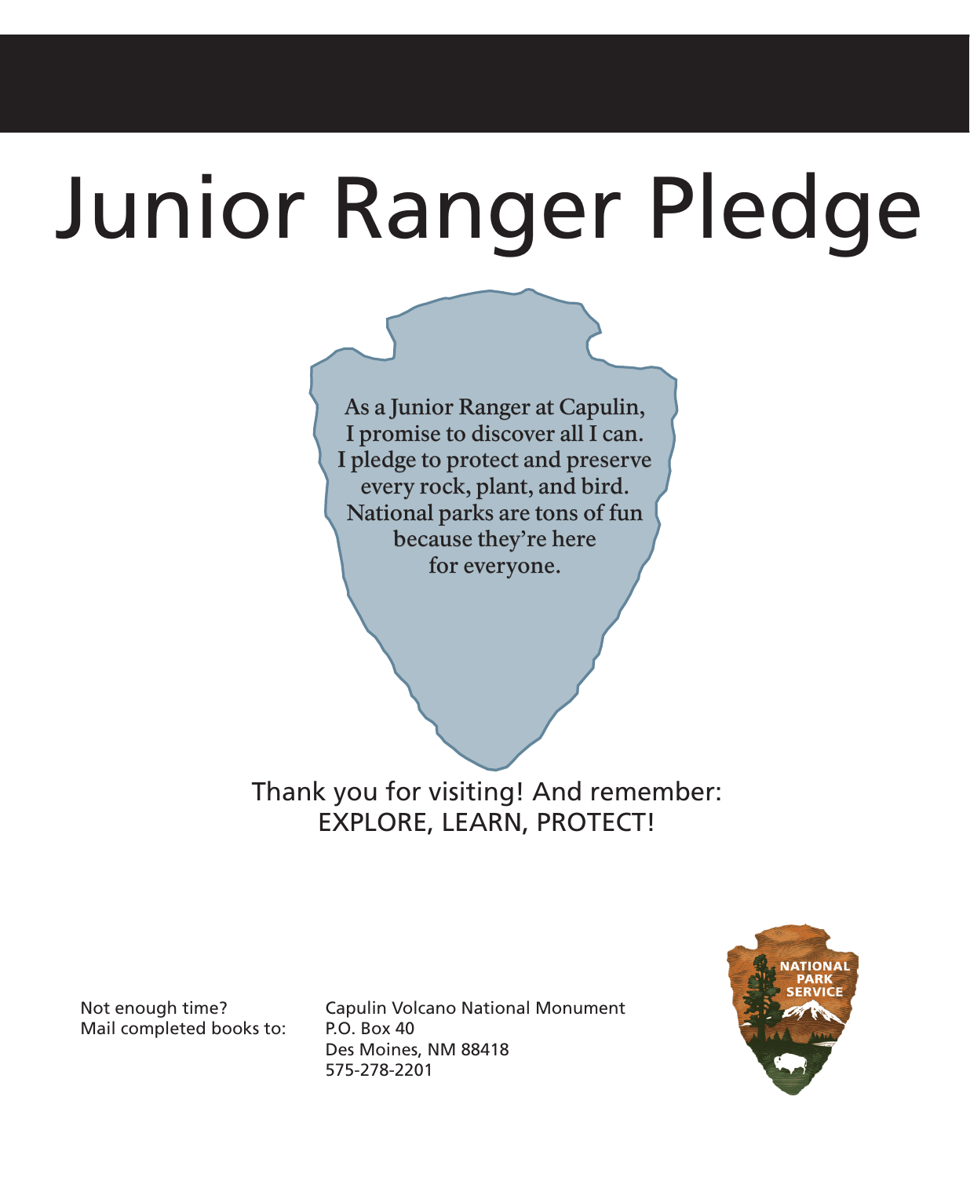# Junior Ranger Pledge

As a Junior Ranger at Capulin,
I promise to discover all I can.
I pledge to protect and preserve
every rock, plant, and bird.
National parks are tons of fun
because they're here
for everyone.

Thank you for visiting! And remember:
EXPLORE, LEARN, PROTECT!

Not enough time?
Mail completed books to:

Capulin Volcano National Monument
P.O. Box 40
Des Moines, NM 88418
575-278-2201

NATIONAL PARK SERVICE